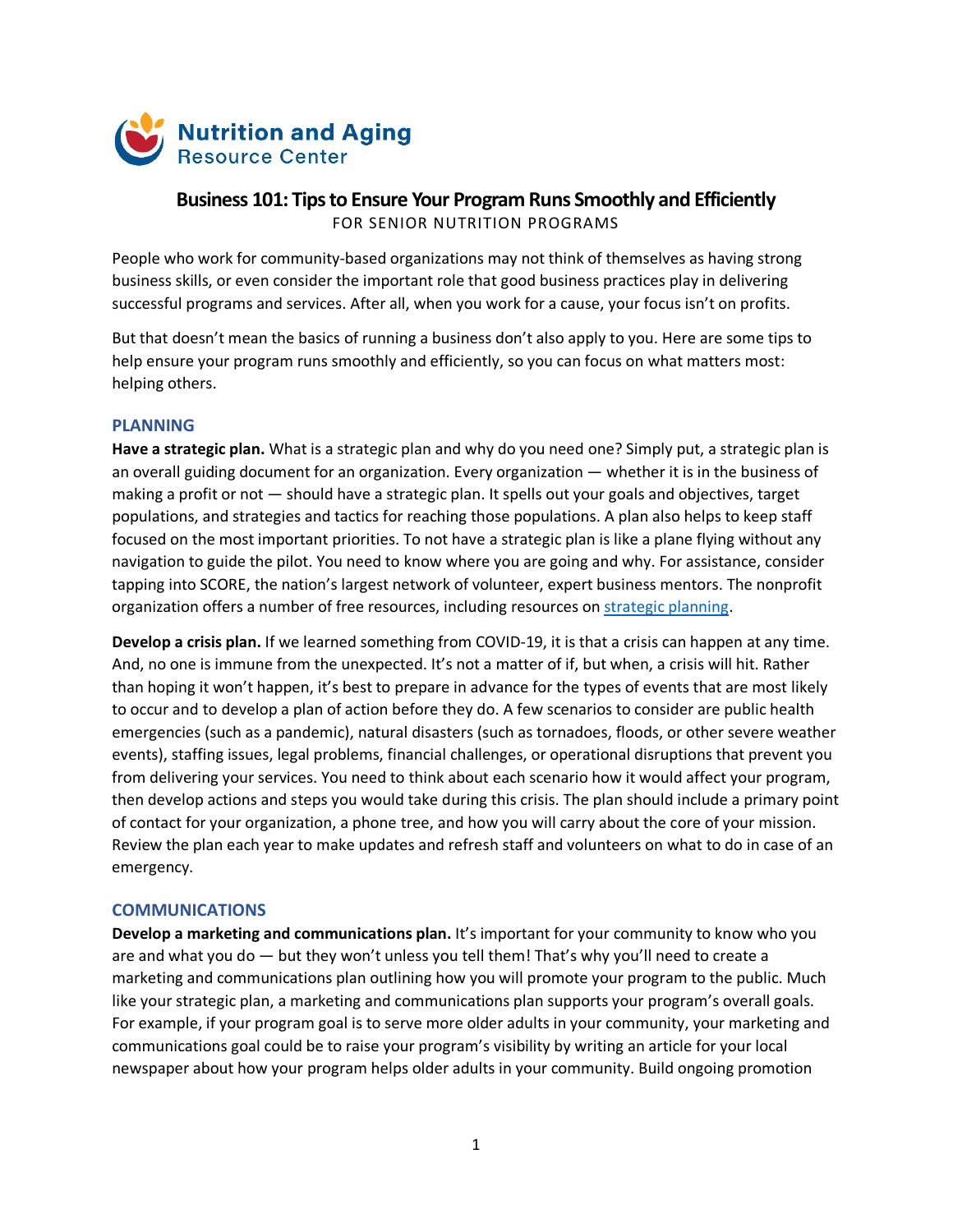Nutrition and Aging Resource Center

# Business 101: Tips to Ensure Your Program Runs Smoothly and Efficiently

FOR SENIOR NUTRITION PROGRAMS

People who work for community-based organizations may not think of themselves as having strong business skills, or even consider the important role that good business practices play in delivering successful programs and services. After all, when you work for a cause, your focus isn't on profits.

But that doesn't mean the basics of running a business don't also apply to you. Here are some tips to help ensure your program runs smoothly and efficiently, so you can focus on what matters most: helping others.

## PLANNING

**Have a strategic plan.** What is a strategic plan and why do you need one? Simply put, a strategic plan is an overall guiding document for an organization. Every organization — whether it is in the business of making a profit or not — should have a strategic plan. It spells out your goals and objectives, target populations, and strategies and tactics for reaching those populations. A plan also helps to keep staff focused on the most important priorities. To not have a strategic plan is like a plane flying without any navigation to guide the pilot. You need to know where you are going and why. For assistance, consider tapping into SCORE, the nation's largest network of volunteer, expert business mentors. The nonprofit organization offers a number of free resources, including resources on strategic planning.

**Develop a crisis plan.** If we learned something from COVID-19, it is that a crisis can happen at any time. And, no one is immune from the unexpected. It's not a matter of if, but when, a crisis will hit. Rather than hoping it won't happen, it's best to prepare in advance for the types of events that are most likely to occur and to develop a plan of action before they do. A few scenarios to consider are public health emergencies (such as a pandemic), natural disasters (such as tornadoes, floods, or other severe weather events), staffing issues, legal problems, financial challenges, or operational disruptions that prevent you from delivering your services. You need to think about each scenario how it would affect your program, then develop actions and steps you would take during this crisis. The plan should include a primary point of contact for your organization, a phone tree, and how you will carry about the core of your mission. Review the plan each year to make updates and refresh staff and volunteers on what to do in case of an emergency.

## COMMUNICATIONS

**Develop a marketing and communications plan.** It's important for your community to know who you are and what you do — but they won't unless you tell them! That's why you'll need to create a marketing and communications plan outlining how you will promote your program to the public. Much like your strategic plan, a marketing and communications plan supports your program's overall goals. For example, if your program goal is to serve more older adults in your community, your marketing and communications goal could be to raise your program's visibility by writing an article for your local newspaper about how your program helps older adults in your community. Build ongoing promotion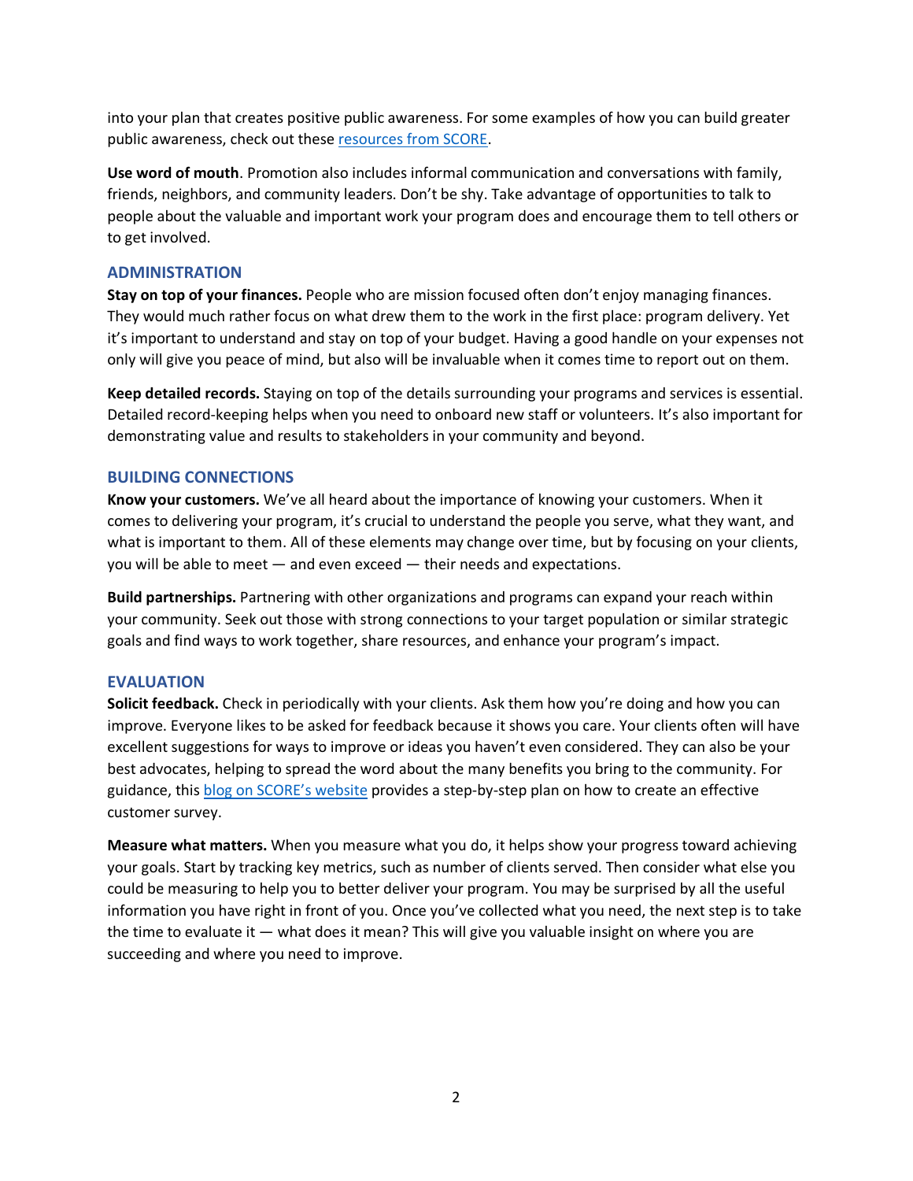into your plan that creates positive public awareness. For some examples of how you can build greater public awareness, check out these resources from SCORE.

**Use word of mouth**. Promotion also includes informal communication and conversations with family, friends, neighbors, and community leaders. Don't be shy. Take advantage of opportunities to talk to people about the valuable and important work your program does and encourage them to tell others or to get involved.

## ADMINISTRATION

**Stay on top of your finances.** People who are mission focused often don't enjoy managing finances. They would much rather focus on what drew them to the work in the first place: program delivery. Yet it's important to understand and stay on top of your budget. Having a good handle on your expenses not only will give you peace of mind, but also will be invaluable when it comes time to report out on them.

**Keep detailed records.** Staying on top of the details surrounding your programs and services is essential. Detailed record-keeping helps when you need to onboard new staff or volunteers. It's also important for demonstrating value and results to stakeholders in your community and beyond.

## BUILDING CONNECTIONS

**Know your customers.** We've all heard about the importance of knowing your customers. When it comes to delivering your program, it's crucial to understand the people you serve, what they want, and what is important to them. All of these elements may change over time, but by focusing on your clients, you will be able to meet — and even exceed — their needs and expectations.

**Build partnerships.** Partnering with other organizations and programs can expand your reach within your community. Seek out those with strong connections to your target population or similar strategic goals and find ways to work together, share resources, and enhance your program's impact.

## EVALUATION

**Solicit feedback.** Check in periodically with your clients. Ask them how you're doing and how you can improve. Everyone likes to be asked for feedback because it shows you care. Your clients often will have excellent suggestions for ways to improve or ideas you haven't even considered. They can also be your best advocates, helping to spread the word about the many benefits you bring to the community. For guidance, this blog on SCORE's website provides a step-by-step plan on how to create an effective customer survey.

**Measure what matters.** When you measure what you do, it helps show your progress toward achieving your goals. Start by tracking key metrics, such as number of clients served. Then consider what else you could be measuring to help you to better deliver your program. You may be surprised by all the useful information you have right in front of you. Once you've collected what you need, the next step is to take the time to evaluate it — what does it mean? This will give you valuable insight on where you are succeeding and where you need to improve.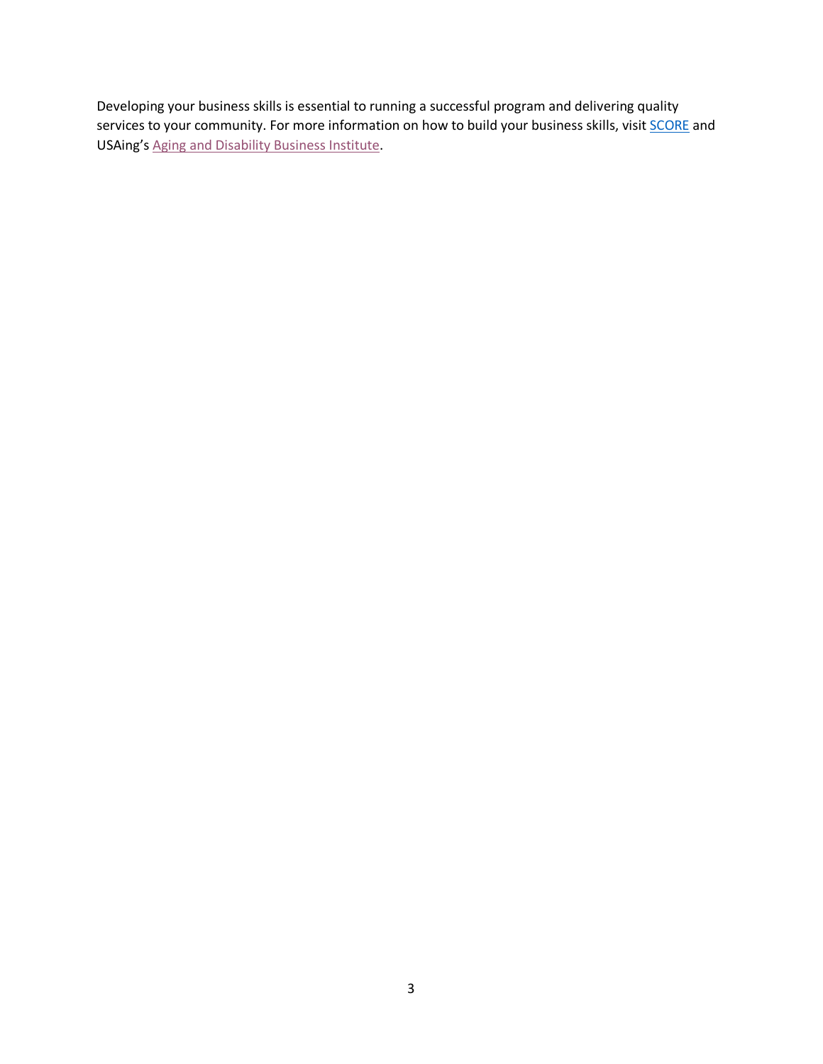Developing your business skills is essential to running a successful program and delivering quality services to your community. For more information on how to build your business skills, visit SCORE and USAing's Aging and Disability Business Institute.